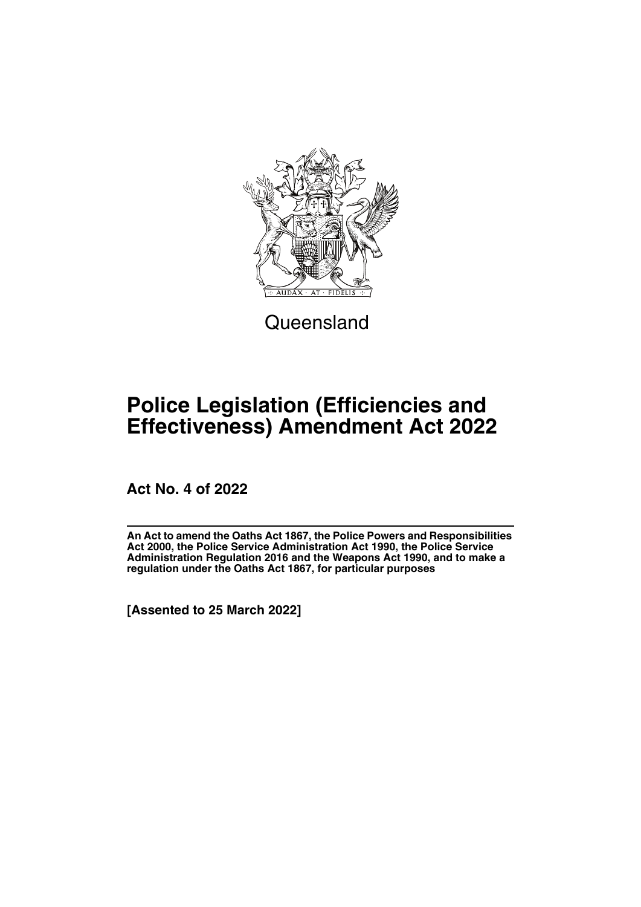Queensland

# Police Legislation (Efficiencies and Effectiveness) Amendment Act 2022

**Act No. 4 of 2022**

**An Act to amend the Oaths Act 1867, the Police Powers and Responsibilities Act 2000, the Police Service Administration Act 1990, the Police Service Administration Regulation 2016 and the Weapons Act 1990, and to make a regulation under the Oaths Act 1867, for particular purposes**

**[Assented to 25 March 2022]**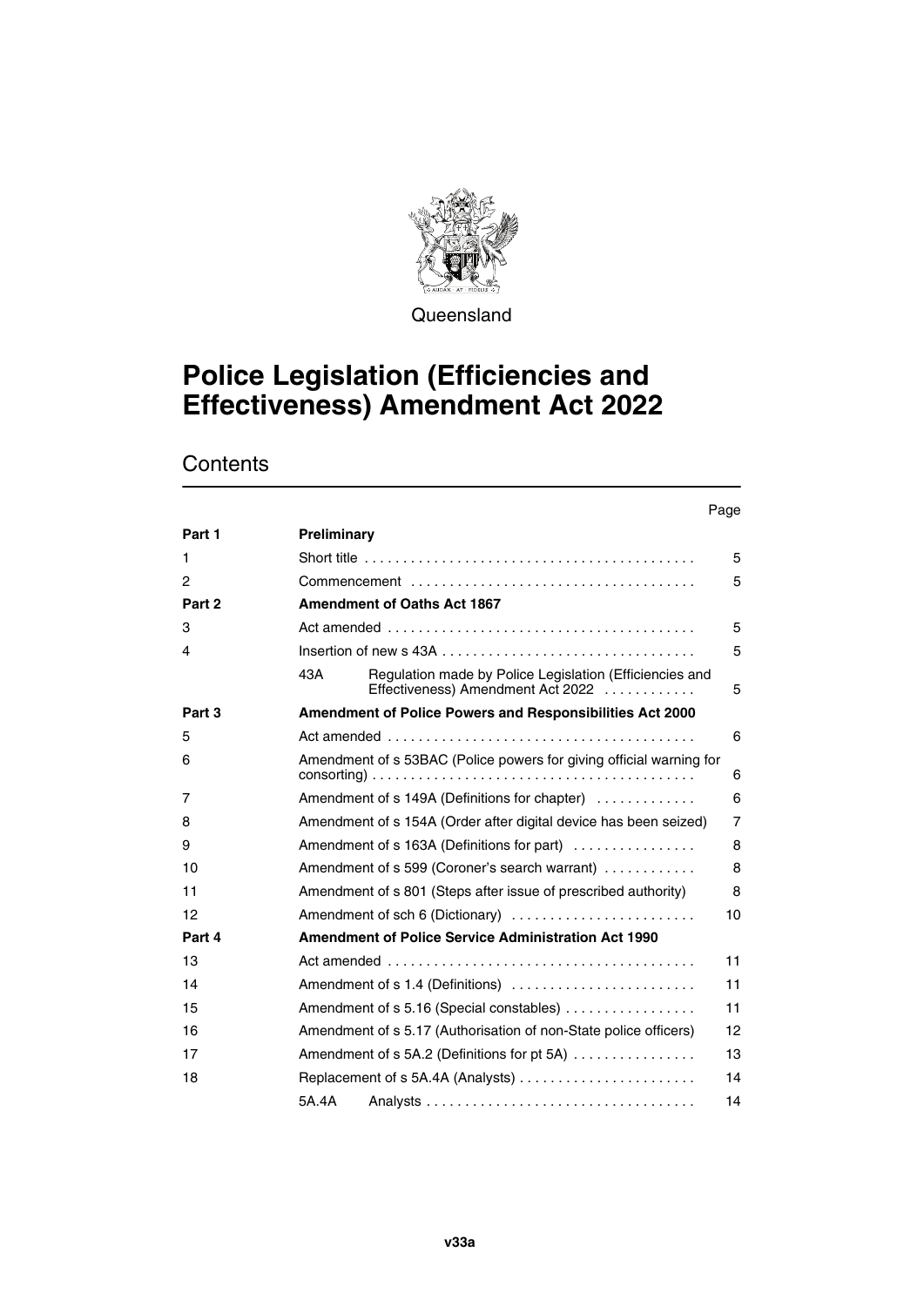Queensland

# Police Legislation (Efficiencies and Effectiveness) Amendment Act 2022

## Contents

| | | Page |
|---|---|---|
| **Part 1** | **Preliminary** | |
| 1 | Short title | 5 |
| 2 | Commencement | 5 |
| **Part 2** | **Amendment of Oaths Act 1867** | |
| 3 | Act amended | 5 |
| 4 | Insertion of new s 43A | 5 |
| | 43A Regulation made by Police Legislation (Efficiencies and Effectiveness) Amendment Act 2022 | 5 |
| **Part 3** | **Amendment of Police Powers and Responsibilities Act 2000** | |
| 5 | Act amended | 6 |
| 6 | Amendment of s 53BAC (Police powers for giving official warning for consorting) | 6 |
| 7 | Amendment of s 149A (Definitions for chapter) | 6 |
| 8 | Amendment of s 154A (Order after digital device has been seized) | 7 |
| 9 | Amendment of s 163A (Definitions for part) | 8 |
| 10 | Amendment of s 599 (Coroner's search warrant) | 8 |
| 11 | Amendment of s 801 (Steps after issue of prescribed authority) | 8 |
| 12 | Amendment of sch 6 (Dictionary) | 10 |
| **Part 4** | **Amendment of Police Service Administration Act 1990** | |
| 13 | Act amended | 11 |
| 14 | Amendment of s 1.4 (Definitions) | 11 |
| 15 | Amendment of s 5.16 (Special constables) | 11 |
| 16 | Amendment of s 5.17 (Authorisation of non-State police officers) | 12 |
| 17 | Amendment of s 5A.2 (Definitions for pt 5A) | 13 |
| 18 | Replacement of s 5A.4A (Analysts) | 14 |
| | 5A.4A Analysts | 14 |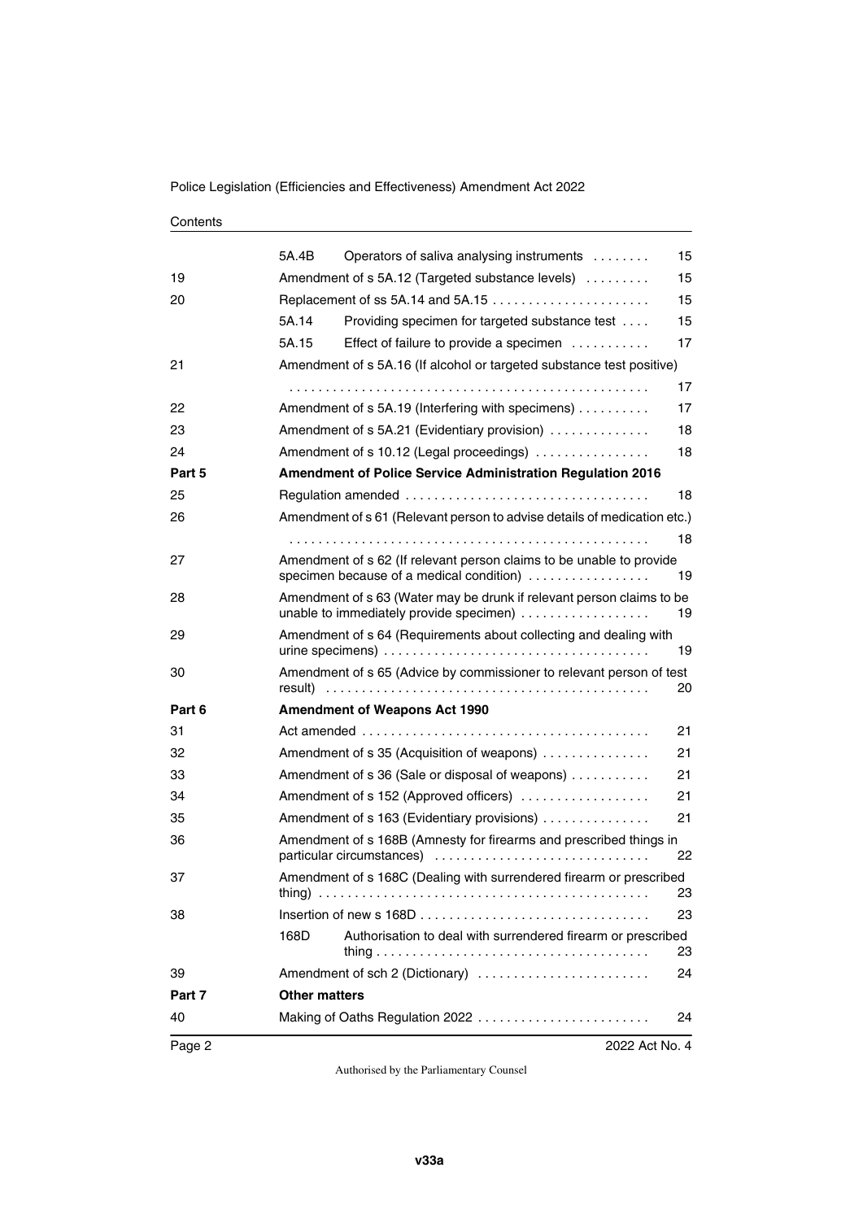| | | | |
|---|---|---|---|
| | 5A.4B | Operators of saliva analysing instruments | 15 |
| 19 | Amendment of s 5A.12 (Targeted substance levels) | | 15 |
| 20 | Replacement of ss 5A.14 and 5A.15 | | 15 |
| | 5A.14 | Providing specimen for targeted substance test | 15 |
| | 5A.15 | Effect of failure to provide a specimen | 17 |
| 21 | Amendment of s 5A.16 (If alcohol or targeted substance test positive) | | 17 |
| 22 | Amendment of s 5A.19 (Interfering with specimens) | | 17 |
| 23 | Amendment of s 5A.21 (Evidentiary provision) | | 18 |
| 24 | Amendment of s 10.12 (Legal proceedings) | | 18 |
| **Part 5** | **Amendment of Police Service Administration Regulation 2016** | | |
| 25 | Regulation amended | | 18 |
| 26 | Amendment of s 61 (Relevant person to advise details of medication etc.) | | 18 |
| 27 | Amendment of s 62 (If relevant person claims to be unable to provide specimen because of a medical condition) | | 19 |
| 28 | Amendment of s 63 (Water may be drunk if relevant person claims to be unable to immediately provide specimen) | | 19 |
| 29 | Amendment of s 64 (Requirements about collecting and dealing with urine specimens) | | 19 |
| 30 | Amendment of s 65 (Advice by commissioner to relevant person of test result) | | 20 |
| **Part 6** | **Amendment of Weapons Act 1990** | | |
| 31 | Act amended | | 21 |
| 32 | Amendment of s 35 (Acquisition of weapons) | | 21 |
| 33 | Amendment of s 36 (Sale or disposal of weapons) | | 21 |
| 34 | Amendment of s 152 (Approved officers) | | 21 |
| 35 | Amendment of s 163 (Evidentiary provisions) | | 21 |
| 36 | Amendment of s 168B (Amnesty for firearms and prescribed things in particular circumstances) | | 22 |
| 37 | Amendment of s 168C (Dealing with surrendered firearm or prescribed thing) | | 23 |
| 38 | Insertion of new s 168D | | 23 |
| | 168D | Authorisation to deal with surrendered firearm or prescribed thing | 23 |
| 39 | Amendment of sch 2 (Dictionary) | | 24 |
| **Part 7** | **Other matters** | | |
| 40 | Making of Oaths Regulation 2022 | | 24 |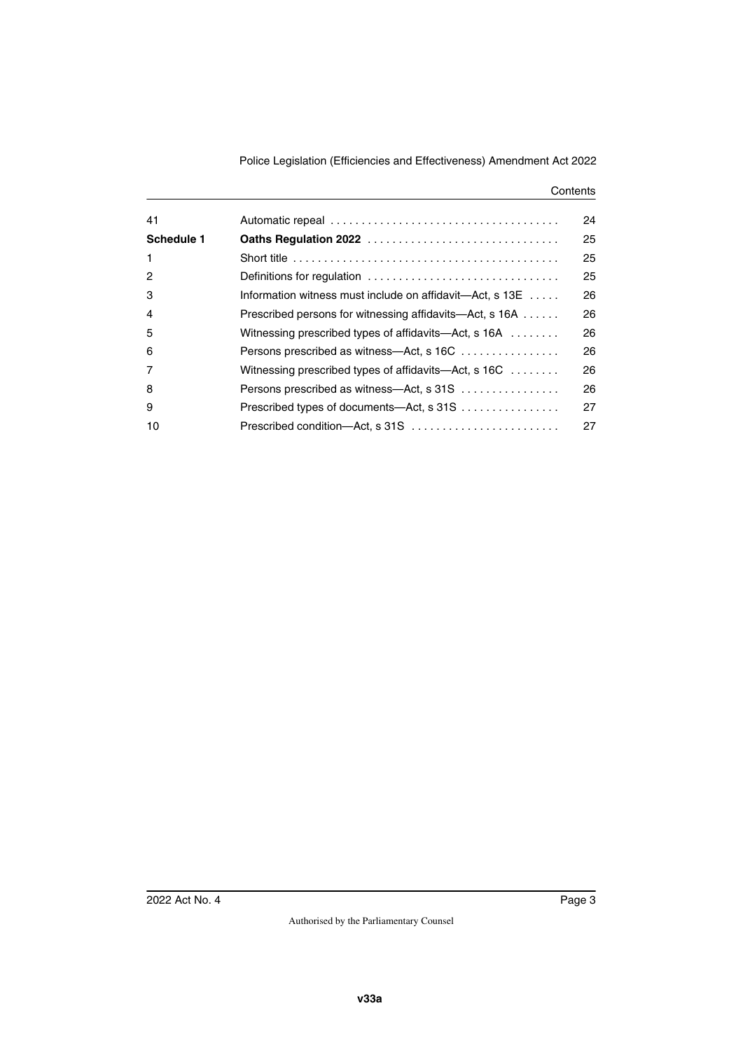| | | |
|---|---|---|
| 41 | Automatic repeal | 24 |
| **Schedule 1** | **Oaths Regulation 2022** | 25 |
| 1 | Short title | 25 |
| 2 | Definitions for regulation | 25 |
| 3 | Information witness must include on affidavit—Act, s 13E | 26 |
| 4 | Prescribed persons for witnessing affidavits—Act, s 16A | 26 |
| 5 | Witnessing prescribed types of affidavits—Act, s 16A | 26 |
| 6 | Persons prescribed as witness—Act, s 16C | 26 |
| 7 | Witnessing prescribed types of affidavits—Act, s 16C | 26 |
| 8 | Persons prescribed as witness—Act, s 31S | 26 |
| 9 | Prescribed types of documents—Act, s 31S | 27 |
| 10 | Prescribed condition—Act, s 31S | 27 |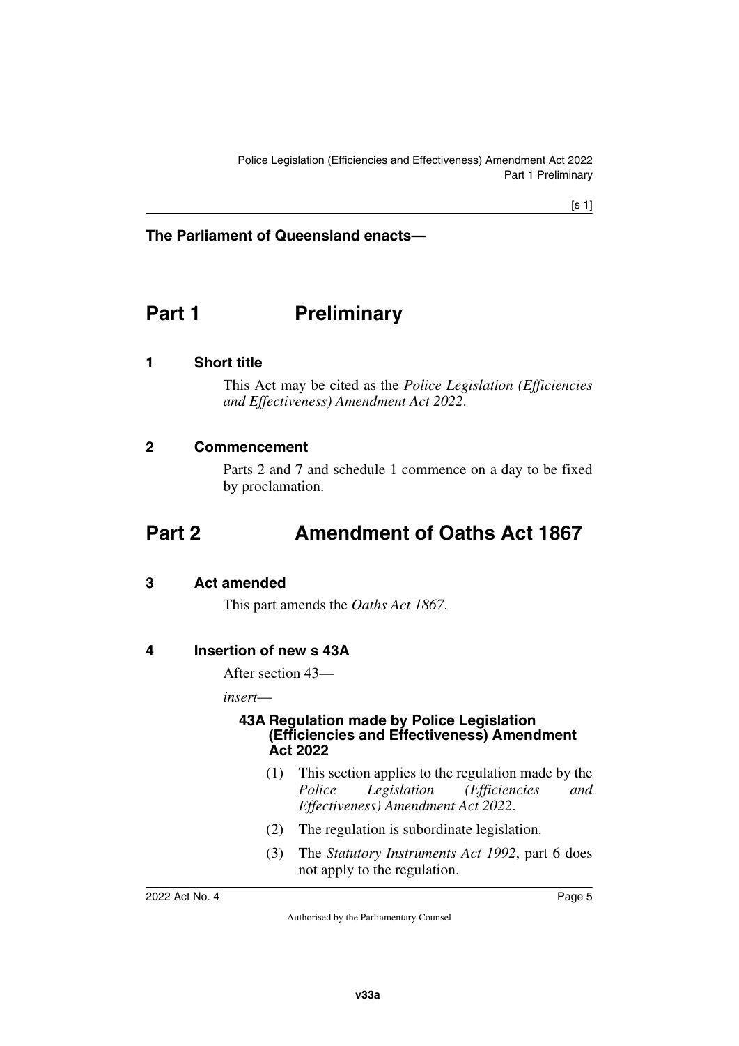**The Parliament of Queensland enacts—**

# Part 1 Preliminary

## 1 Short title

This Act may be cited as the *Police Legislation (Efficiencies and Effectiveness) Amendment Act 2022*.

## 2 Commencement

Parts 2 and 7 and schedule 1 commence on a day to be fixed by proclamation.

# Part 2 Amendment of Oaths Act 1867

## 3 Act amended

This part amends the *Oaths Act 1867*.

## 4 Insertion of new s 43A

After section 43—

*insert*—

### 43A Regulation made by Police Legislation (Efficiencies and Effectiveness) Amendment Act 2022

(1) This section applies to the regulation made by the *Police Legislation (Efficiencies and Effectiveness) Amendment Act 2022*.

(2) The regulation is subordinate legislation.

(3) The *Statutory Instruments Act 1992*, part 6 does not apply to the regulation.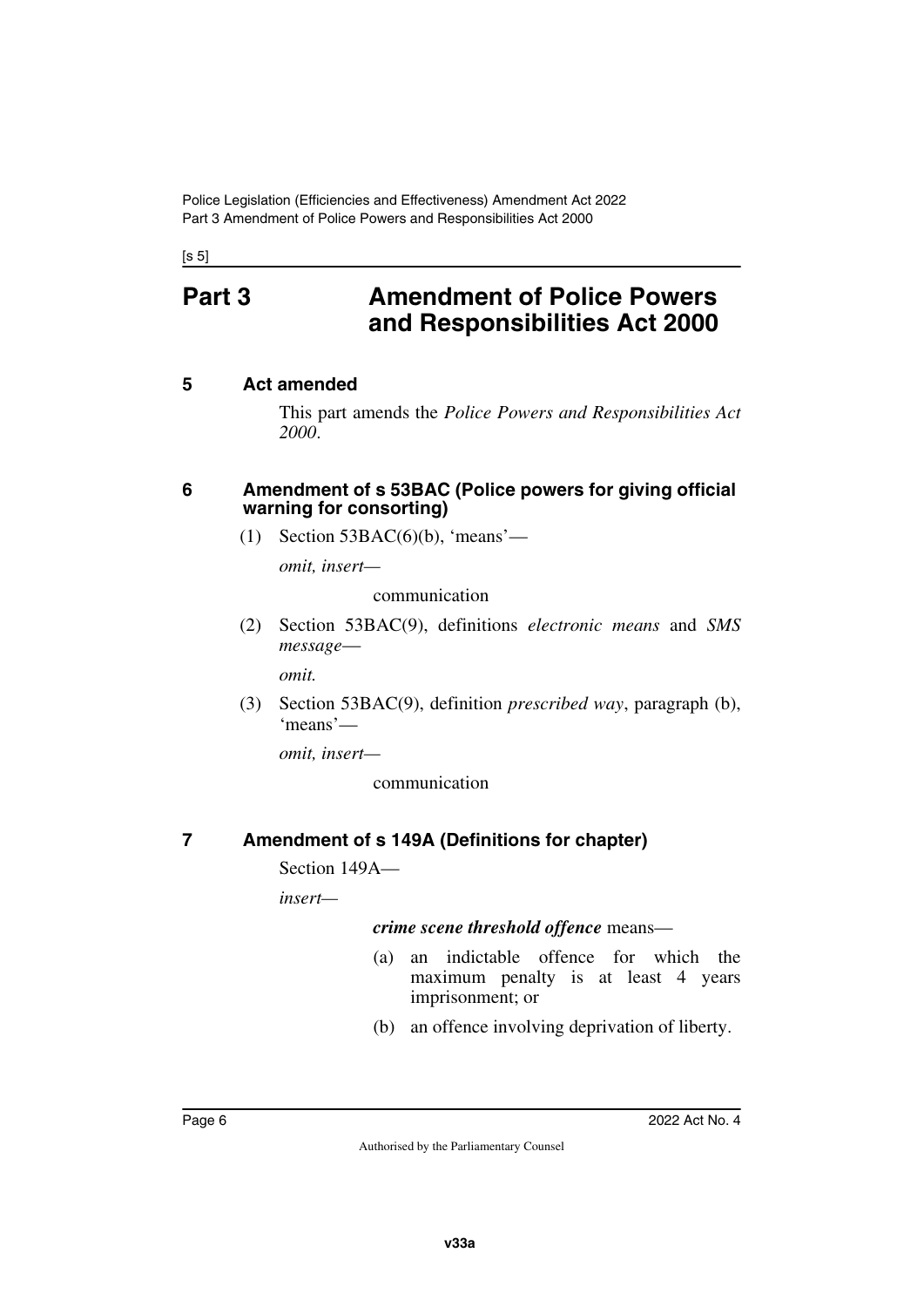# Part 3 Amendment of Police Powers and Responsibilities Act 2000

## 5 Act amended

This part amends the *Police Powers and Responsibilities Act 2000*.

## 6 Amendment of s 53BAC (Police powers for giving official warning for consorting)

(1) Section 53BAC(6)(b), 'means'—

*omit, insert—*

communication

(2) Section 53BAC(9), definitions *electronic means* and *SMS message*—

*omit.*

(3) Section 53BAC(9), definition *prescribed way*, paragraph (b), 'means'—

*omit, insert—*

communication

## 7 Amendment of s 149A (Definitions for chapter)

Section 149A—

*insert—*

***crime scene threshold offence*** means—

(a) an indictable offence for which the maximum penalty is at least 4 years imprisonment; or

(b) an offence involving deprivation of liberty.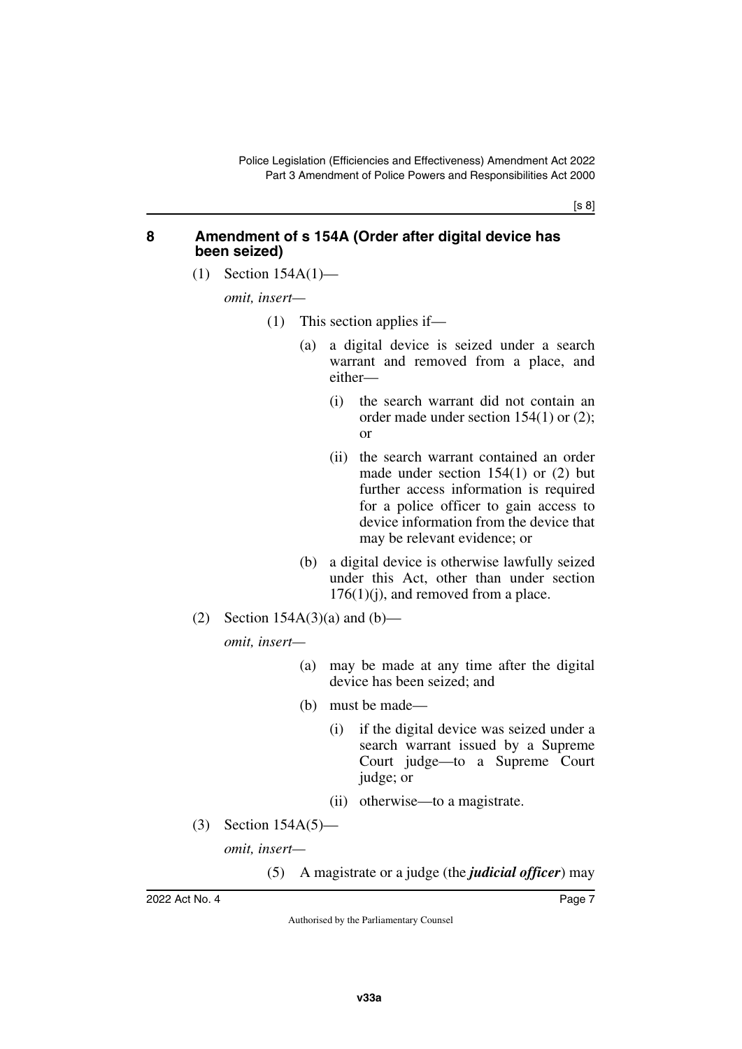## 8 Amendment of s 154A (Order after digital device has been seized)

(1) Section 154A(1)—

*omit, insert—*

(1) This section applies if—

(a) a digital device is seized under a search warrant and removed from a place, and either—

(i) the search warrant did not contain an order made under section 154(1) or (2); or

(ii) the search warrant contained an order made under section 154(1) or (2) but further access information is required for a police officer to gain access to device information from the device that may be relevant evidence; or

(b) a digital device is otherwise lawfully seized under this Act, other than under section 176(1)(j), and removed from a place.

(2) Section 154A(3)(a) and (b)—

*omit, insert—*

(a) may be made at any time after the digital device has been seized; and

(b) must be made—

(i) if the digital device was seized under a search warrant issued by a Supreme Court judge—to a Supreme Court judge; or

(ii) otherwise—to a magistrate.

(3) Section 154A(5)—

*omit, insert—*

(5) A magistrate or a judge (the ***judicial officer***) may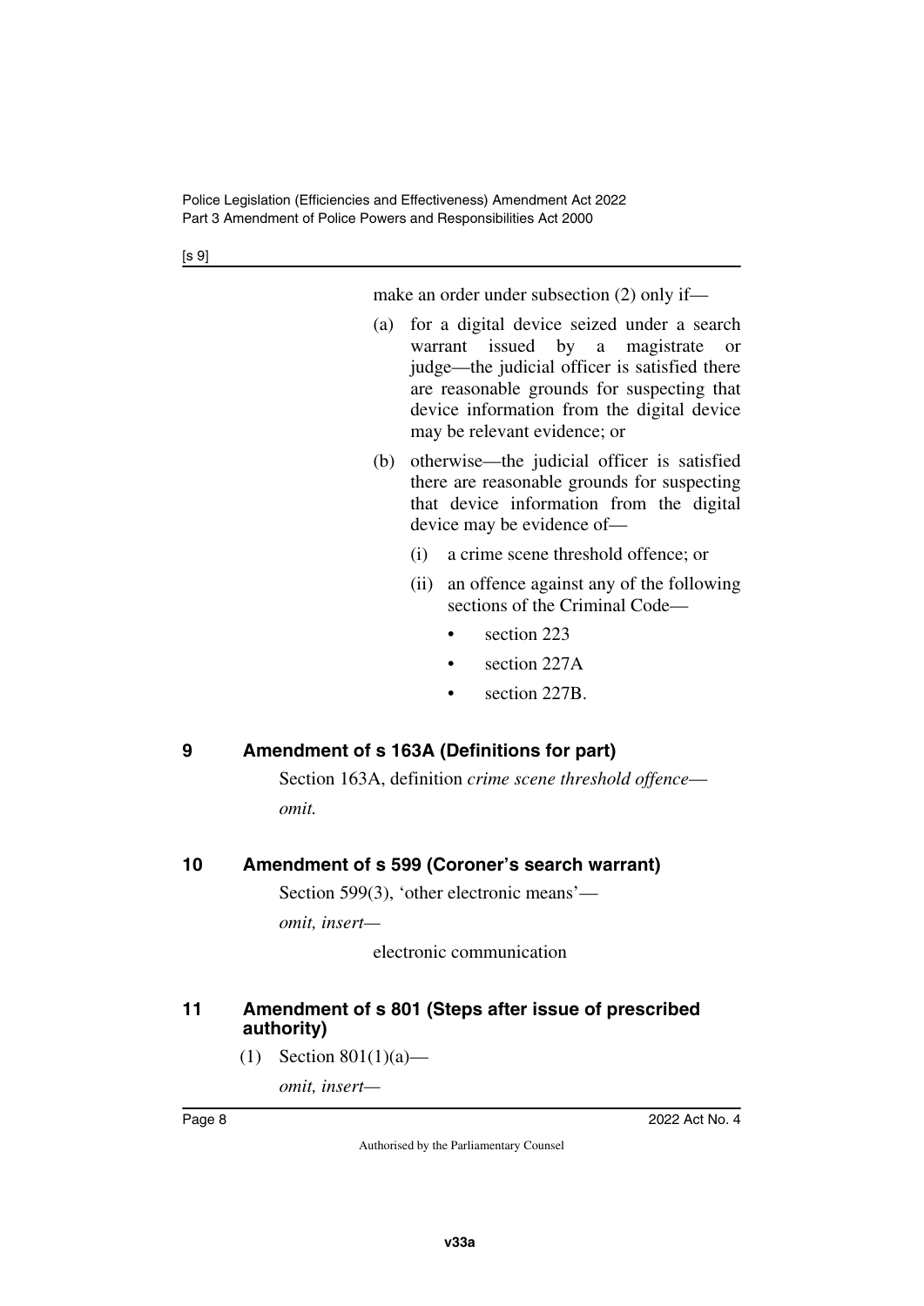make an order under subsection (2) only if—

(a) for a digital device seized under a search warrant issued by a magistrate or judge—the judicial officer is satisfied there are reasonable grounds for suspecting that device information from the digital device may be relevant evidence; or

(b) otherwise—the judicial officer is satisfied there are reasonable grounds for suspecting that device information from the digital device may be evidence of—

  (i) a crime scene threshold offence; or

  (ii) an offence against any of the following sections of the Criminal Code—

  - section 223
  - section 227A
  - section 227B.

## 9 Amendment of s 163A (Definitions for part)

Section 163A, definition *crime scene threshold offence*—

*omit.*

## 10 Amendment of s 599 (Coroner's search warrant)

Section 599(3), 'other electronic means'—

*omit, insert—*

electronic communication

## 11 Amendment of s 801 (Steps after issue of prescribed authority)

(1) Section 801(1)(a)—

*omit, insert—*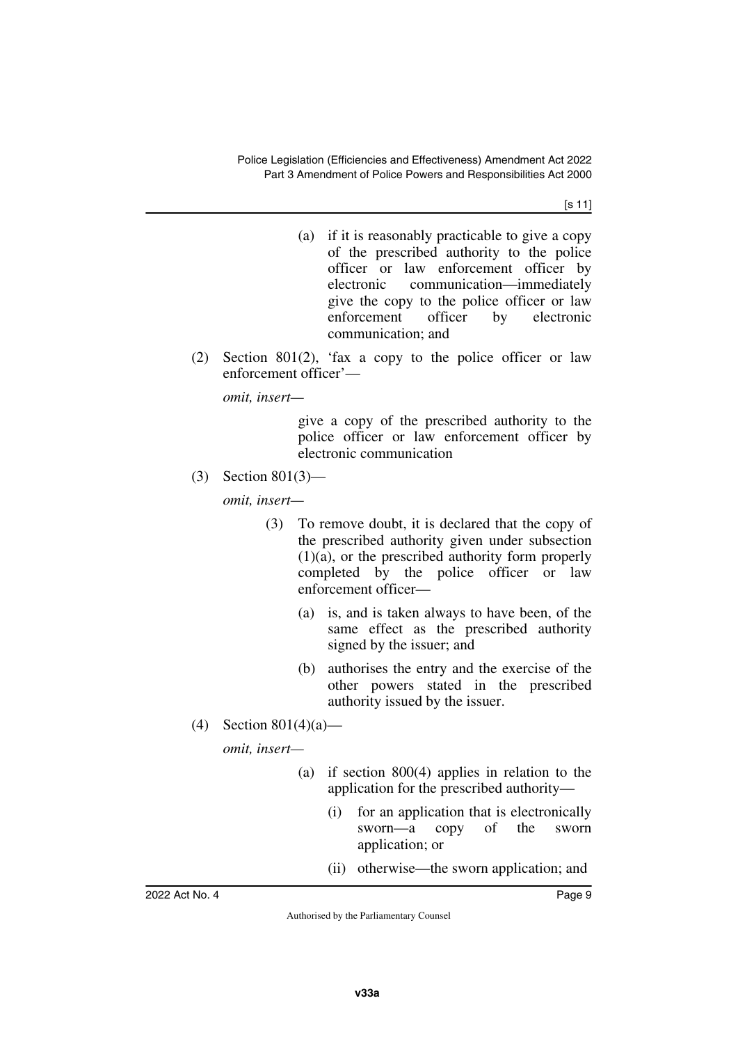(a) if it is reasonably practicable to give a copy of the prescribed authority to the police officer or law enforcement officer by electronic communication—immediately give the copy to the police officer or law enforcement officer by electronic communication; and

(2) Section 801(2), 'fax a copy to the police officer or law enforcement officer'—

*omit, insert—*

give a copy of the prescribed authority to the police officer or law enforcement officer by electronic communication

(3) Section 801(3)—

*omit, insert—*

(3) To remove doubt, it is declared that the copy of the prescribed authority given under subsection (1)(a), or the prescribed authority form properly completed by the police officer or law enforcement officer—

(a) is, and is taken always to have been, of the same effect as the prescribed authority signed by the issuer; and

(b) authorises the entry and the exercise of the other powers stated in the prescribed authority issued by the issuer.

(4) Section 801(4)(a)—

*omit, insert—*

(a) if section 800(4) applies in relation to the application for the prescribed authority—

(i) for an application that is electronically sworn—a copy of the sworn application; or

(ii) otherwise—the sworn application; and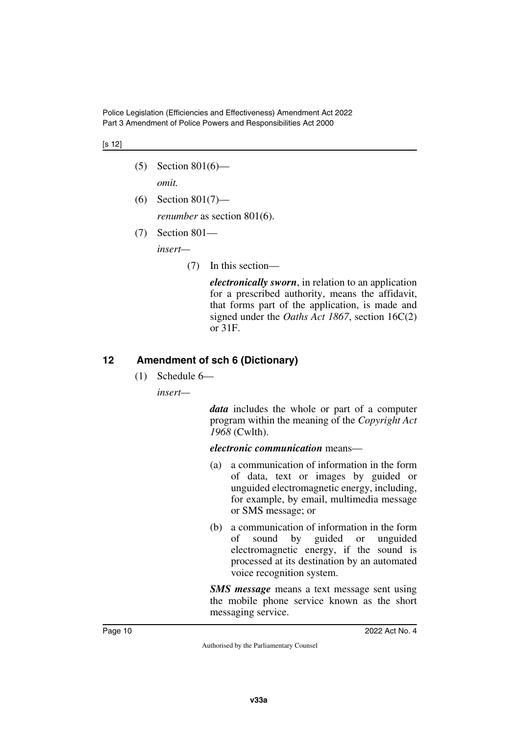(5) Section 801(6)—

*omit.*

(6) Section 801(7)—

*renumber* as section 801(6).

(7) Section 801—

*insert*—

(7) In this section—

***electronically sworn***, in relation to an application for a prescribed authority, means the affidavit, that forms part of the application, is made and signed under the *Oaths Act 1867*, section 16C(2) or 31F.

## 12 Amendment of sch 6 (Dictionary)

(1) Schedule 6—

*insert*—

***data*** includes the whole or part of a computer program within the meaning of the *Copyright Act 1968* (Cwlth).

***electronic communication*** means—

(a) a communication of information in the form of data, text or images by guided or unguided electromagnetic energy, including, for example, by email, multimedia message or SMS message; or

(b) a communication of information in the form of sound by guided or unguided electromagnetic energy, if the sound is processed at its destination by an automated voice recognition system.

***SMS message*** means a text message sent using the mobile phone service known as the short messaging service.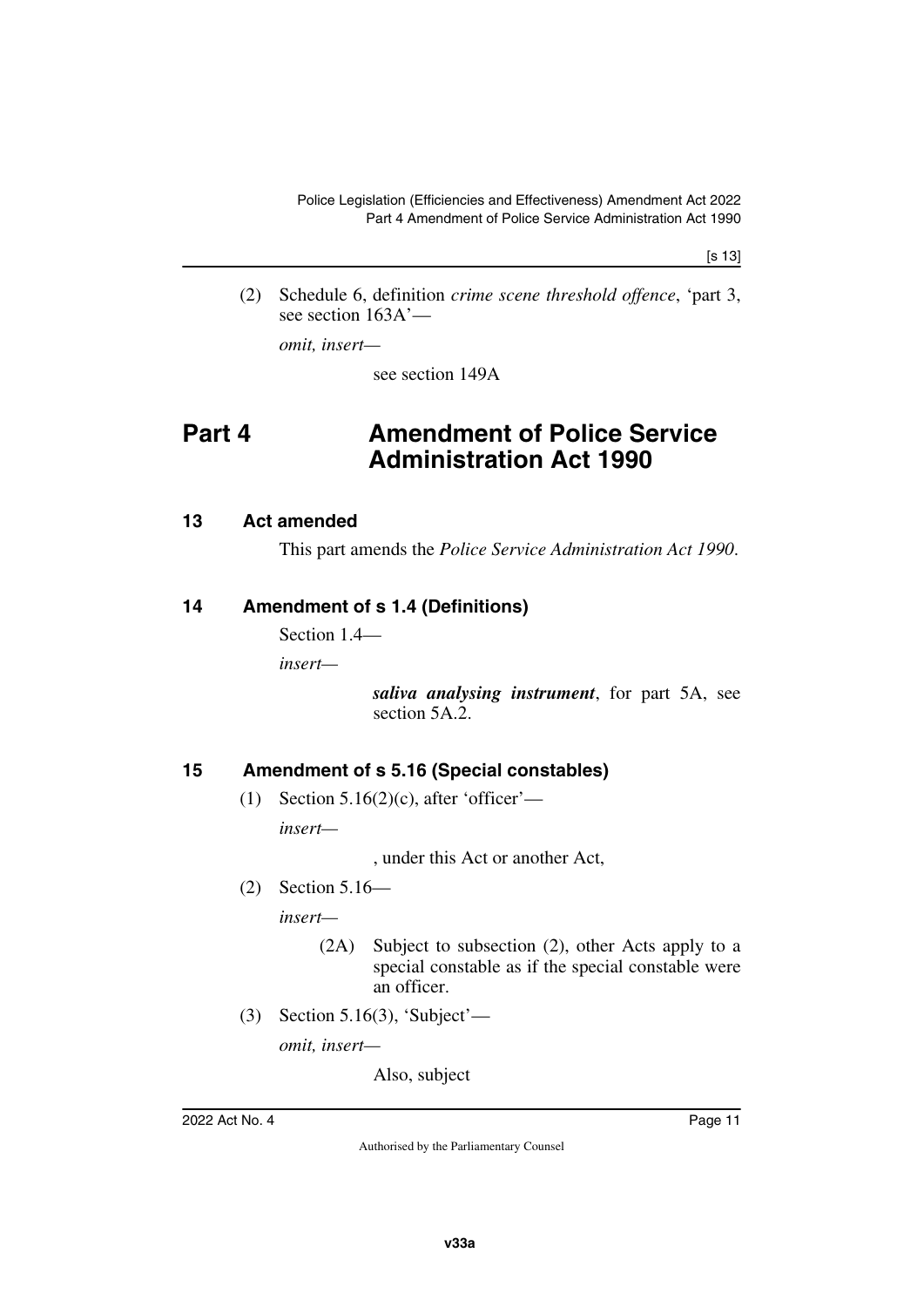(2) Schedule 6, definition *crime scene threshold offence*, 'part 3, see section 163A'—

*omit, insert—*

see section 149A

# Part 4 Amendment of Police Service Administration Act 1990

## 13 Act amended

This part amends the *Police Service Administration Act 1990*.

## 14 Amendment of s 1.4 (Definitions)

Section 1.4—

*insert—*

***saliva analysing instrument***, for part 5A, see section 5A.2.

## 15 Amendment of s 5.16 (Special constables)

(1) Section 5.16(2)(c), after 'officer'—

*insert—*

, under this Act or another Act,

(2) Section 5.16—

*insert—*

(2A) Subject to subsection (2), other Acts apply to a special constable as if the special constable were an officer.

(3) Section 5.16(3), 'Subject'—

*omit, insert—*

Also, subject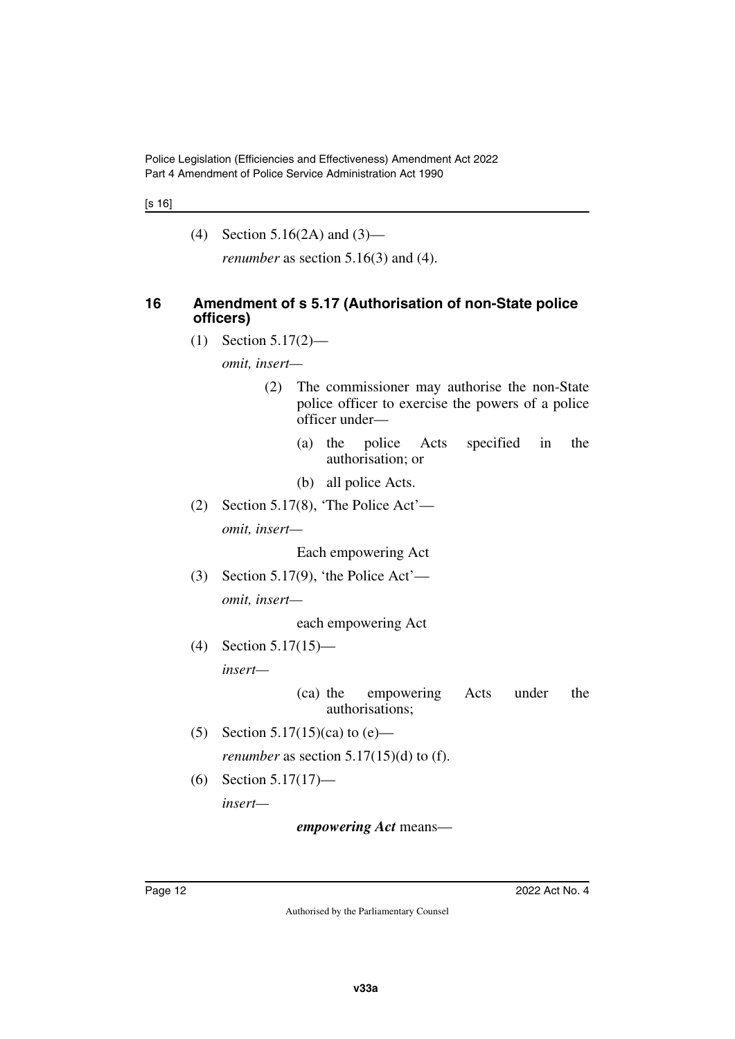(4) Section 5.16(2A) and (3)—

*renumber* as section 5.16(3) and (4).

### 16 Amendment of s 5.17 (Authorisation of non-State police officers)

(1) Section 5.17(2)—

*omit, insert*—

> (2) The commissioner may authorise the non-State police officer to exercise the powers of a police officer under—
>
> (a) the police Acts specified in the authorisation; or
>
> (b) all police Acts.

(2) Section 5.17(8), 'The Police Act'—

*omit, insert*—

> Each empowering Act

(3) Section 5.17(9), 'the Police Act'—

*omit, insert*—

> each empowering Act

(4) Section 5.17(15)—

*insert*—

> (ca) the empowering Acts under the authorisations;

(5) Section 5.17(15)(ca) to (e)—

*renumber* as section 5.17(15)(d) to (f).

(6) Section 5.17(17)—

*insert*—

> ***empowering Act*** means—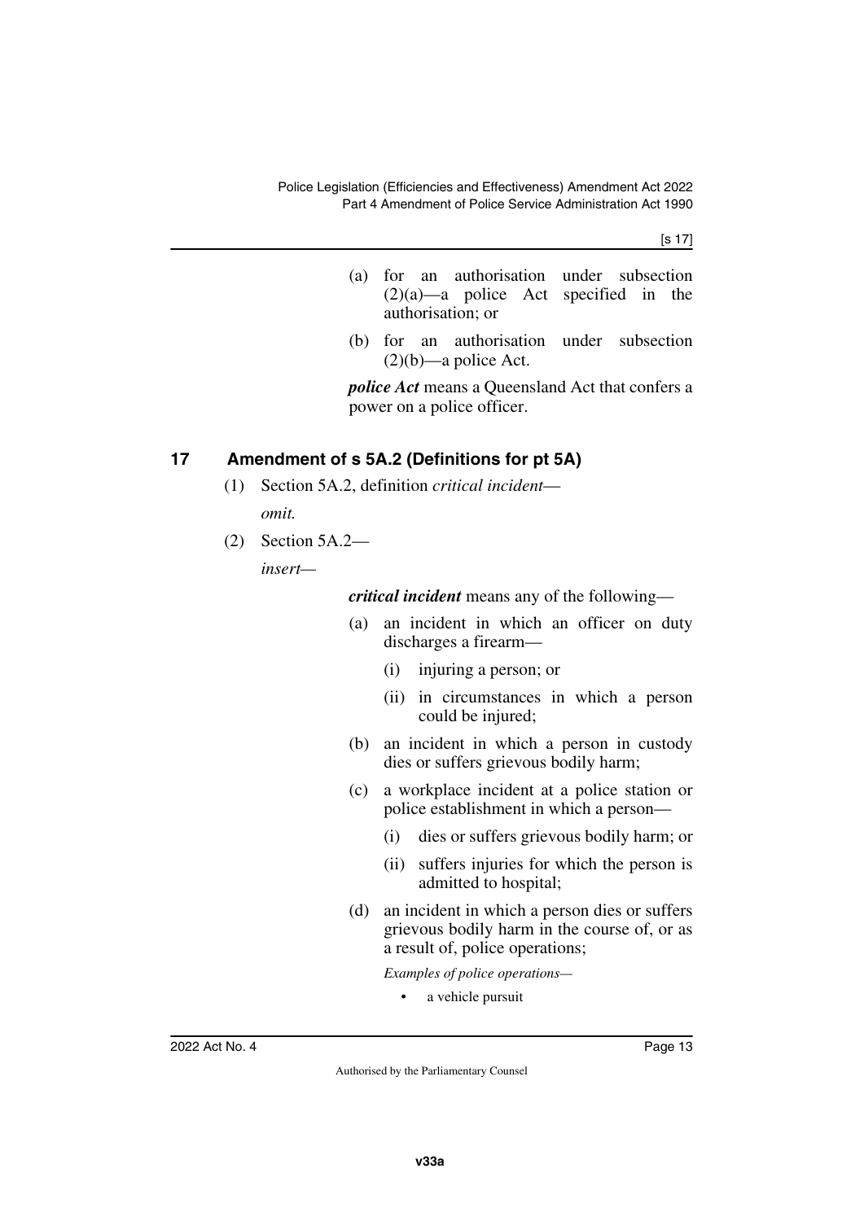(a) for an authorisation under subsection (2)(a)—a police Act specified in the authorisation; or

(b) for an authorisation under subsection (2)(b)—a police Act.

***police Act*** means a Queensland Act that confers a power on a police officer.

## 17 Amendment of s 5A.2 (Definitions for pt 5A)

(1) Section 5A.2, definition *critical incident*—

*omit.*

(2) Section 5A.2—

*insert*—

***critical incident*** means any of the following—

(a) an incident in which an officer on duty discharges a firearm—

(i) injuring a person; or

(ii) in circumstances in which a person could be injured;

(b) an incident in which a person in custody dies or suffers grievous bodily harm;

(c) a workplace incident at a police station or police establishment in which a person—

(i) dies or suffers grievous bodily harm; or

(ii) suffers injuries for which the person is admitted to hospital;

(d) an incident in which a person dies or suffers grievous bodily harm in the course of, or as a result of, police operations;

*Examples of police operations—*

- a vehicle pursuit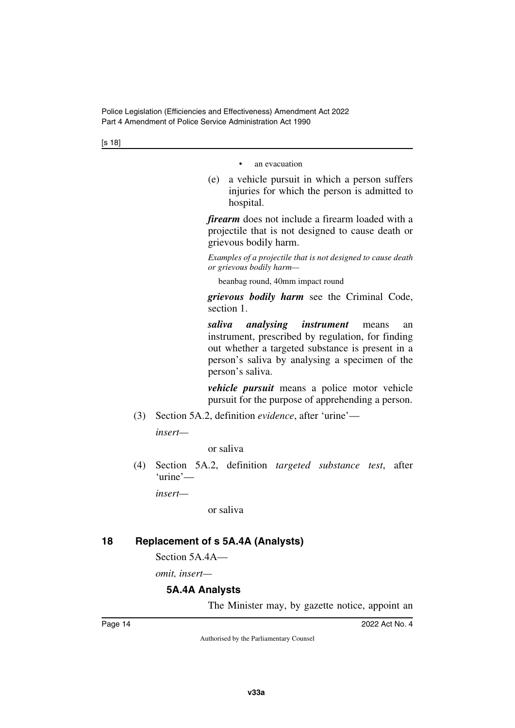- an evacuation

(e) a vehicle pursuit in which a person suffers injuries for which the person is admitted to hospital.

***firearm*** does not include a firearm loaded with a projectile that is not designed to cause death or grievous bodily harm.

*Examples of a projectile that is not designed to cause death or grievous bodily harm—*

beanbag round, 40mm impact round

***grievous bodily harm*** see the Criminal Code, section 1.

***saliva analysing instrument*** means an instrument, prescribed by regulation, for finding out whether a targeted substance is present in a person's saliva by analysing a specimen of the person's saliva.

***vehicle pursuit*** means a police motor vehicle pursuit for the purpose of apprehending a person.

(3) Section 5A.2, definition *evidence*, after 'urine'—

*insert—*

or saliva

(4) Section 5A.2, definition *targeted substance test*, after 'urine'—

*insert—*

or saliva

## 18 Replacement of s 5A.4A (Analysts)

Section 5A.4A—

*omit, insert—*

### 5A.4A Analysts

The Minister may, by gazette notice, appoint an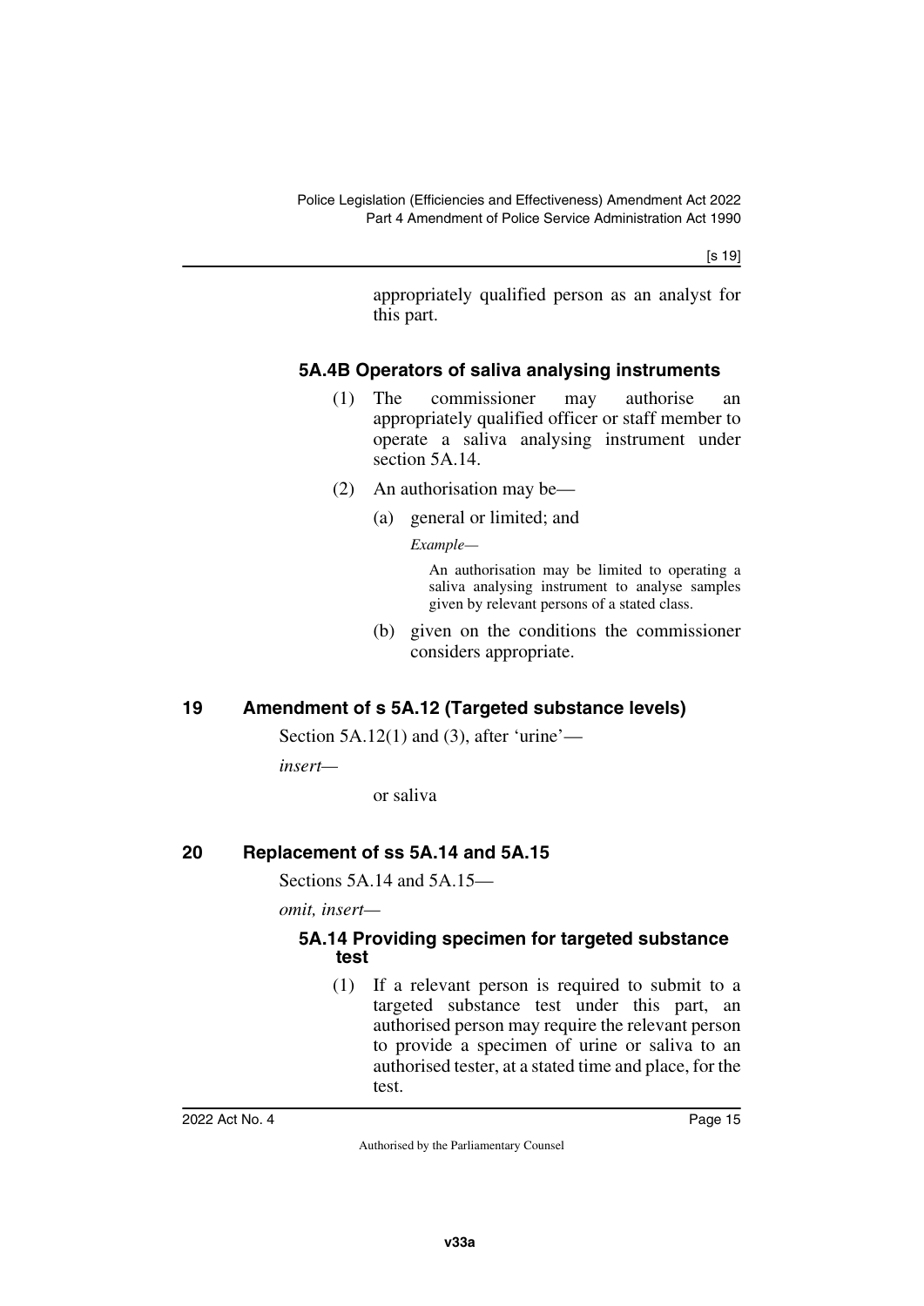appropriately qualified person as an analyst for this part.

#### 5A.4B Operators of saliva analysing instruments

(1) The commissioner may authorise an appropriately qualified officer or staff member to operate a saliva analysing instrument under section 5A.14.

(2) An authorisation may be—

(a) general or limited; and

*Example—*

An authorisation may be limited to operating a saliva analysing instrument to analyse samples given by relevant persons of a stated class.

(b) given on the conditions the commissioner considers appropriate.

### 19 Amendment of s 5A.12 (Targeted substance levels)

Section 5A.12(1) and (3), after 'urine'—

*insert—*

or saliva

### 20 Replacement of ss 5A.14 and 5A.15

Sections 5A.14 and 5A.15—

*omit, insert—*

#### 5A.14 Providing specimen for targeted substance test

(1) If a relevant person is required to submit to a targeted substance test under this part, an authorised person may require the relevant person to provide a specimen of urine or saliva to an authorised tester, at a stated time and place, for the test.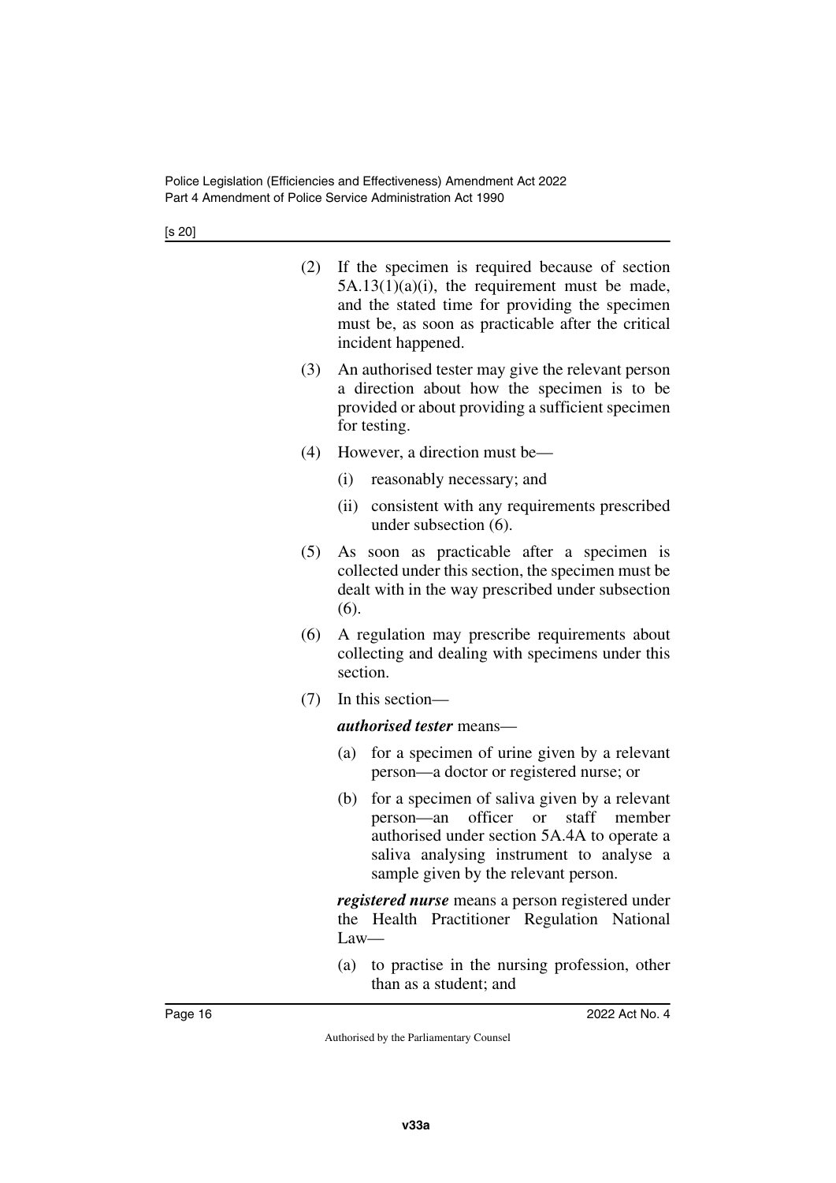(2) If the specimen is required because of section 5A.13(1)(a)(i), the requirement must be made, and the stated time for providing the specimen must be, as soon as practicable after the critical incident happened.

(3) An authorised tester may give the relevant person a direction about how the specimen is to be provided or about providing a sufficient specimen for testing.

(4) However, a direction must be—

(i) reasonably necessary; and

(ii) consistent with any requirements prescribed under subsection (6).

(5) As soon as practicable after a specimen is collected under this section, the specimen must be dealt with in the way prescribed under subsection (6).

(6) A regulation may prescribe requirements about collecting and dealing with specimens under this section.

(7) In this section—

***authorised tester*** means—

(a) for a specimen of urine given by a relevant person—a doctor or registered nurse; or

(b) for a specimen of saliva given by a relevant person—an officer or staff member authorised under section 5A.4A to operate a saliva analysing instrument to analyse a sample given by the relevant person.

***registered nurse*** means a person registered under the Health Practitioner Regulation National Law—

(a) to practise in the nursing profession, other than as a student; and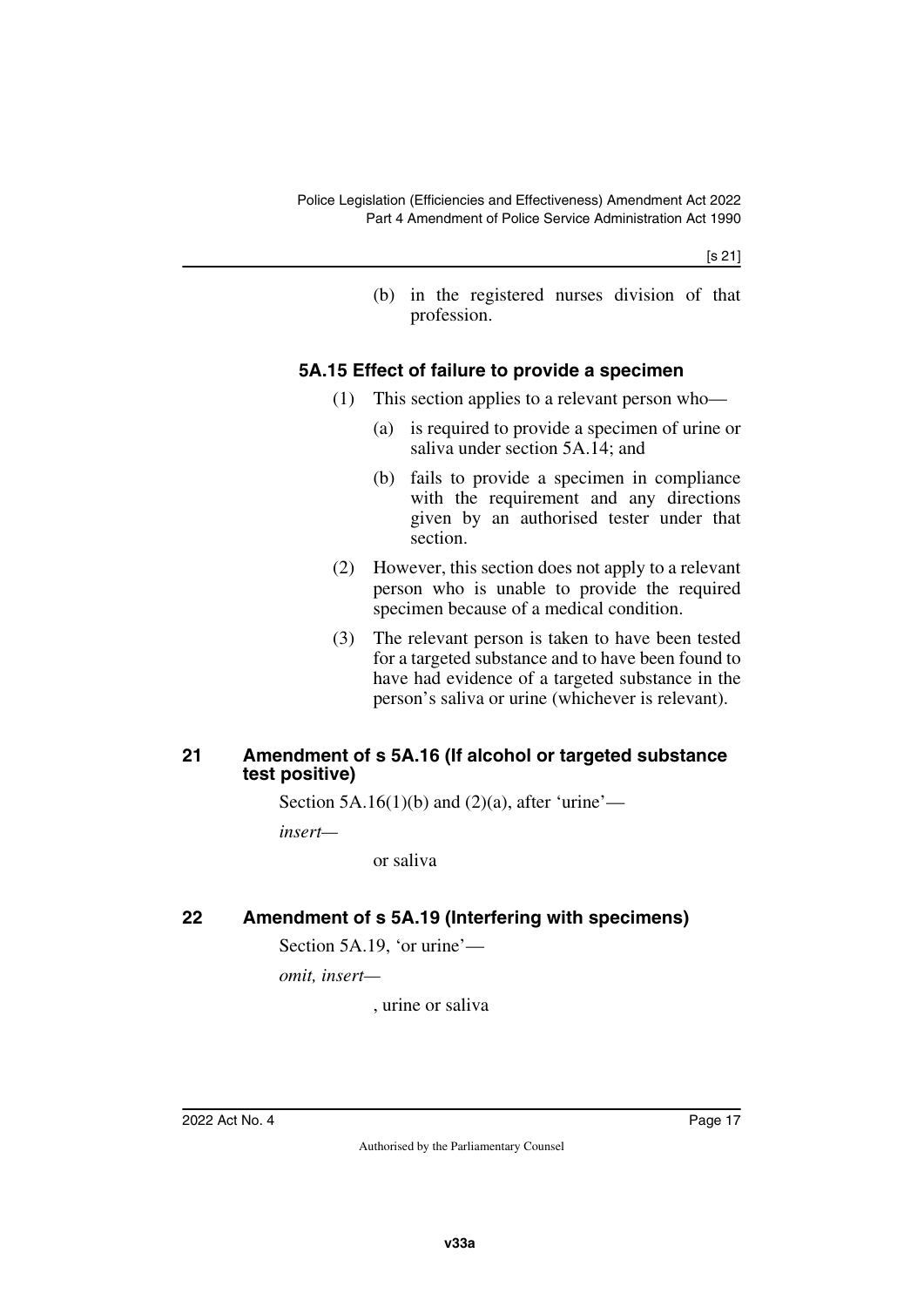(b) in the registered nurses division of that profession.

#### 5A.15 Effect of failure to provide a specimen

(1) This section applies to a relevant person who—

(a) is required to provide a specimen of urine or saliva under section 5A.14; and

(b) fails to provide a specimen in compliance with the requirement and any directions given by an authorised tester under that section.

(2) However, this section does not apply to a relevant person who is unable to provide the required specimen because of a medical condition.

(3) The relevant person is taken to have been tested for a targeted substance and to have been found to have had evidence of a targeted substance in the person's saliva or urine (whichever is relevant).

### 21 Amendment of s 5A.16 (If alcohol or targeted substance test positive)

Section 5A.16(1)(b) and (2)(a), after 'urine'—

*insert—*

or saliva

### 22 Amendment of s 5A.19 (Interfering with specimens)

Section 5A.19, 'or urine'—

*omit, insert—*

, urine or saliva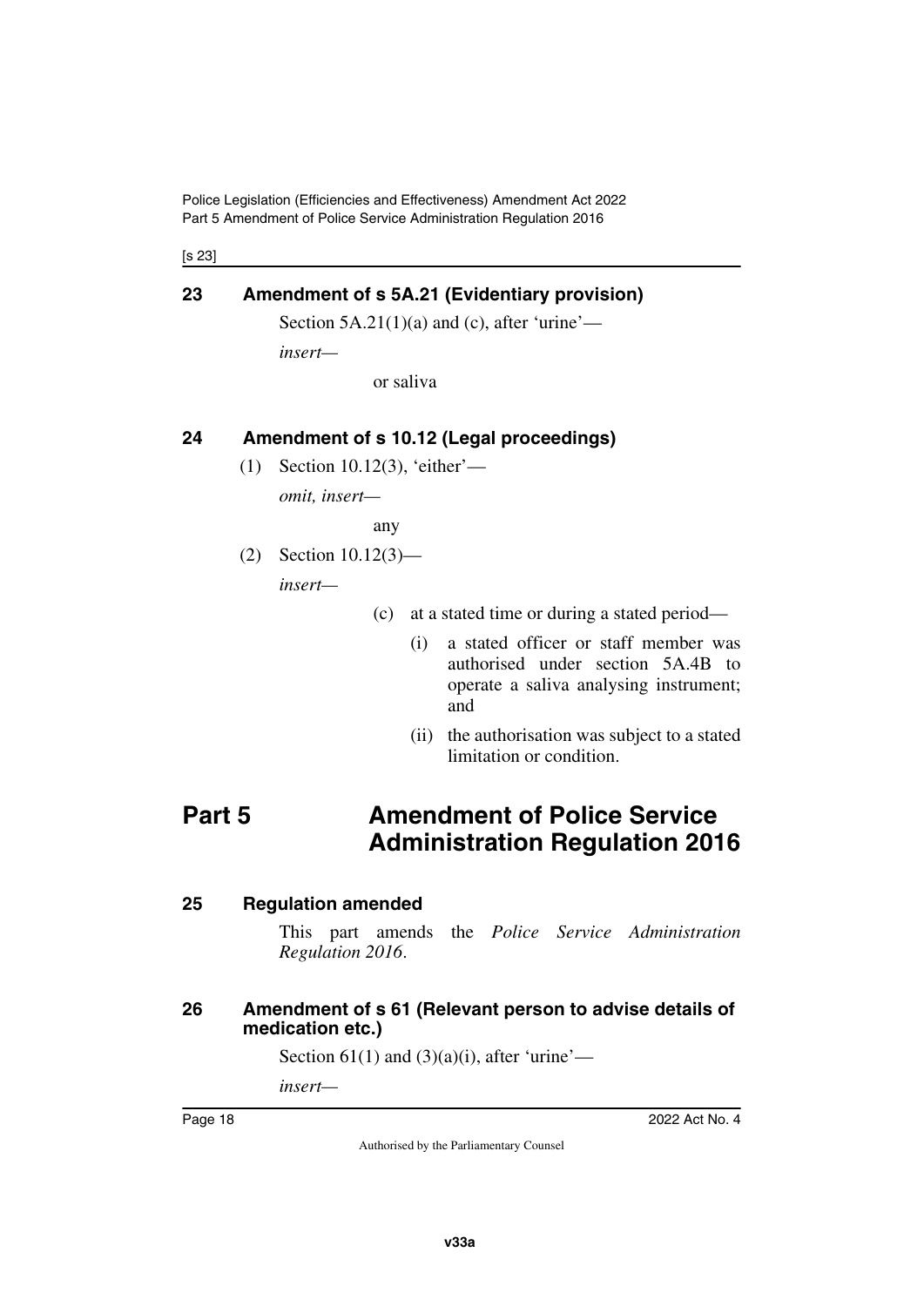### 23 Amendment of s 5A.21 (Evidentiary provision)

Section 5A.21(1)(a) and (c), after 'urine'—

*insert*—

or saliva

### 24 Amendment of s 10.12 (Legal proceedings)

(1) Section 10.12(3), 'either'—

*omit, insert*—

any

(2) Section 10.12(3)—

*insert*—

(c) at a stated time or during a stated period—

(i) a stated officer or staff member was authorised under section 5A.4B to operate a saliva analysing instrument; and

(ii) the authorisation was subject to a stated limitation or condition.

## Part 5 Amendment of Police Service Administration Regulation 2016

### 25 Regulation amended

This part amends the *Police Service Administration Regulation 2016*.

### 26 Amendment of s 61 (Relevant person to advise details of medication etc.)

Section 61(1) and (3)(a)(i), after 'urine'—

*insert*—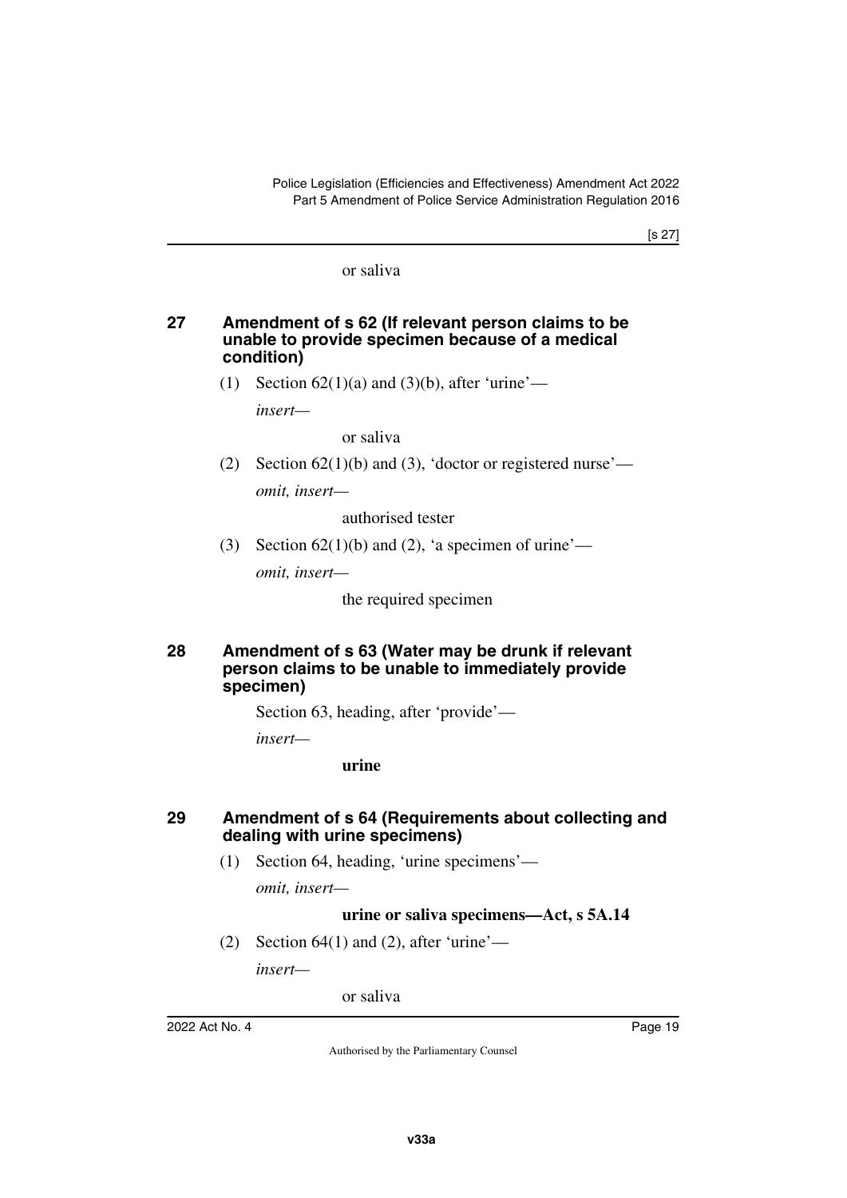or saliva

## 27 Amendment of s 62 (If relevant person claims to be unable to provide specimen because of a medical condition)

(1) Section 62(1)(a) and (3)(b), after 'urine'—

*insert—*

or saliva

(2) Section 62(1)(b) and (3), 'doctor or registered nurse'—

*omit, insert—*

authorised tester

(3) Section 62(1)(b) and (2), 'a specimen of urine'—

*omit, insert—*

the required specimen

## 28 Amendment of s 63 (Water may be drunk if relevant person claims to be unable to immediately provide specimen)

Section 63, heading, after 'provide'—

*insert—*

**urine**

## 29 Amendment of s 64 (Requirements about collecting and dealing with urine specimens)

(1) Section 64, heading, 'urine specimens'—

*omit, insert—*

**urine or saliva specimens—Act, s 5A.14**

(2) Section 64(1) and (2), after 'urine'—

*insert—*

or saliva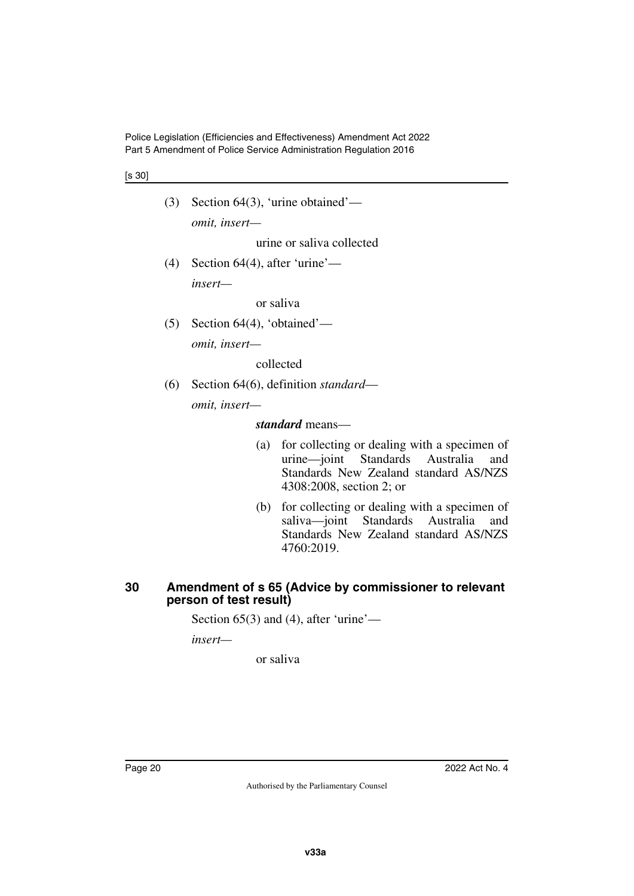(3) Section 64(3), 'urine obtained'—

*omit, insert—*

urine or saliva collected

(4) Section 64(4), after 'urine'—

*insert—*

or saliva

(5) Section 64(4), 'obtained'—

*omit, insert—*

collected

(6) Section 64(6), definition *standard*—

*omit, insert—*

***standard*** means—

(a) for collecting or dealing with a specimen of urine—joint Standards Australia and Standards New Zealand standard AS/NZS 4308:2008, section 2; or

(b) for collecting or dealing with a specimen of saliva—joint Standards Australia and Standards New Zealand standard AS/NZS 4760:2019.

## 30 Amendment of s 65 (Advice by commissioner to relevant person of test result)

Section 65(3) and (4), after 'urine'—

*insert—*

or saliva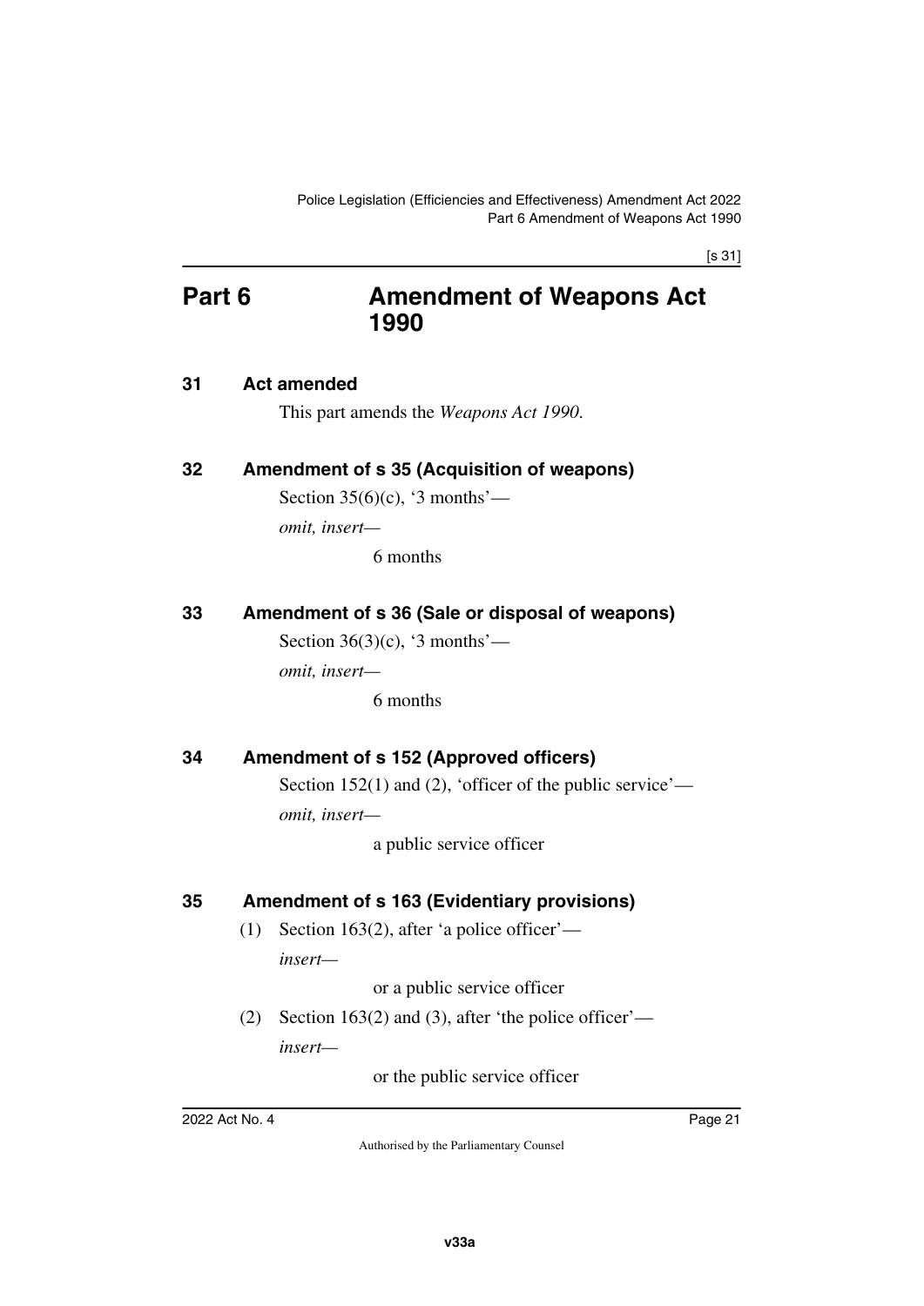# Part 6 Amendment of Weapons Act 1990

## 31 Act amended

This part amends the *Weapons Act 1990*.

## 32 Amendment of s 35 (Acquisition of weapons)

Section 35(6)(c), '3 months'—

*omit, insert—*

6 months

## 33 Amendment of s 36 (Sale or disposal of weapons)

Section 36(3)(c), '3 months'—

*omit, insert—*

6 months

## 34 Amendment of s 152 (Approved officers)

Section 152(1) and (2), 'officer of the public service'—

*omit, insert—*

a public service officer

## 35 Amendment of s 163 (Evidentiary provisions)

(1) Section 163(2), after 'a police officer'—

*insert—*

or a public service officer

(2) Section 163(2) and (3), after 'the police officer'—

*insert—*

or the public service officer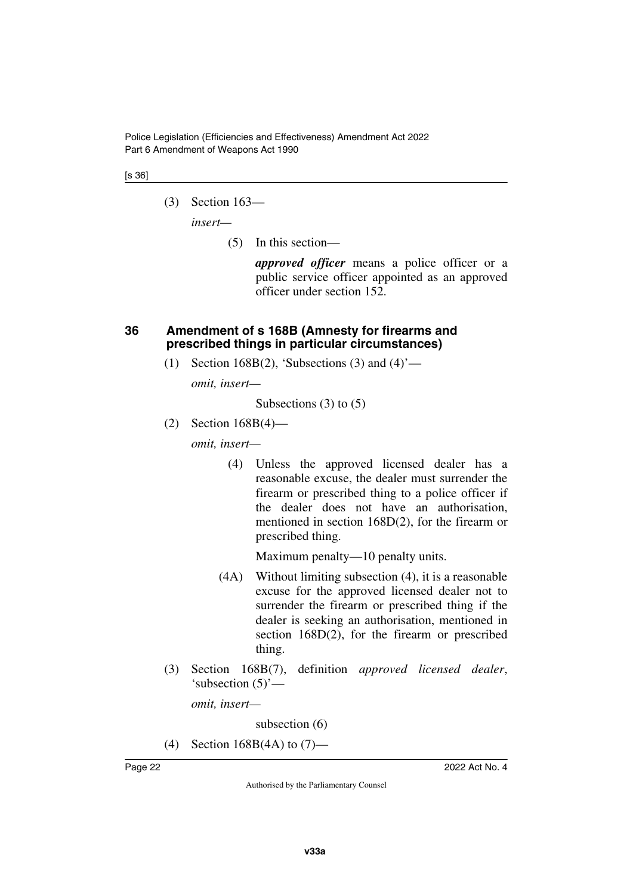(3) Section 163—

*insert—*

> (5) In this section—
>
> ***approved officer*** means a police officer or a public service officer appointed as an approved officer under section 152.

## 36 Amendment of s 168B (Amnesty for firearms and prescribed things in particular circumstances)

(1) Section 168B(2), 'Subsections (3) and (4)'—

*omit, insert—*

> Subsections (3) to (5)

(2) Section 168B(4)—

*omit, insert—*

> (4) Unless the approved licensed dealer has a reasonable excuse, the dealer must surrender the firearm or prescribed thing to a police officer if the dealer does not have an authorisation, mentioned in section 168D(2), for the firearm or prescribed thing.
>
> Maximum penalty—10 penalty units.
>
> (4A) Without limiting subsection (4), it is a reasonable excuse for the approved licensed dealer not to surrender the firearm or prescribed thing if the dealer is seeking an authorisation, mentioned in section 168D(2), for the firearm or prescribed thing.

(3) Section 168B(7), definition *approved licensed dealer*, 'subsection (5)'—

*omit, insert—*

> subsection (6)

(4) Section 168B(4A) to (7)—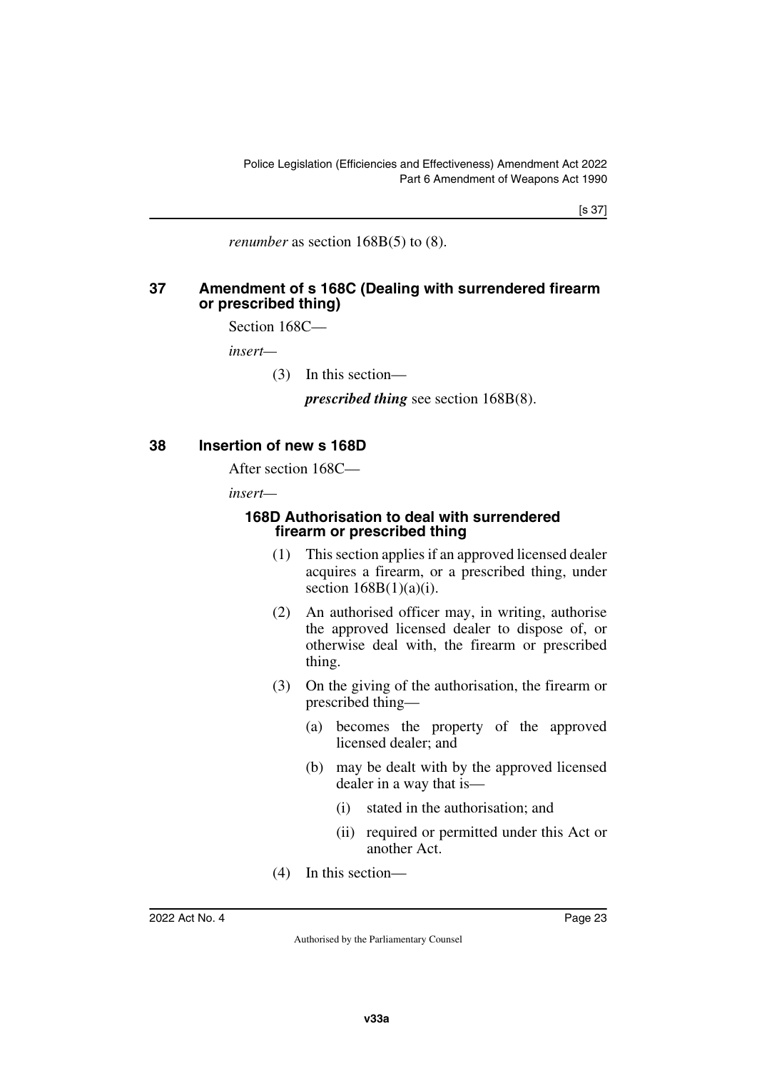*renumber* as section 168B(5) to (8).

## 37 Amendment of s 168C (Dealing with surrendered firearm or prescribed thing)

Section 168C—

*insert*—

(3) In this section—

***prescribed thing*** see section 168B(8).

## 38 Insertion of new s 168D

After section 168C—

*insert*—

### 168D Authorisation to deal with surrendered firearm or prescribed thing

(1) This section applies if an approved licensed dealer acquires a firearm, or a prescribed thing, under section 168B(1)(a)(i).

(2) An authorised officer may, in writing, authorise the approved licensed dealer to dispose of, or otherwise deal with, the firearm or prescribed thing.

(3) On the giving of the authorisation, the firearm or prescribed thing—

(a) becomes the property of the approved licensed dealer; and

(b) may be dealt with by the approved licensed dealer in a way that is—

(i) stated in the authorisation; and

(ii) required or permitted under this Act or another Act.

(4) In this section—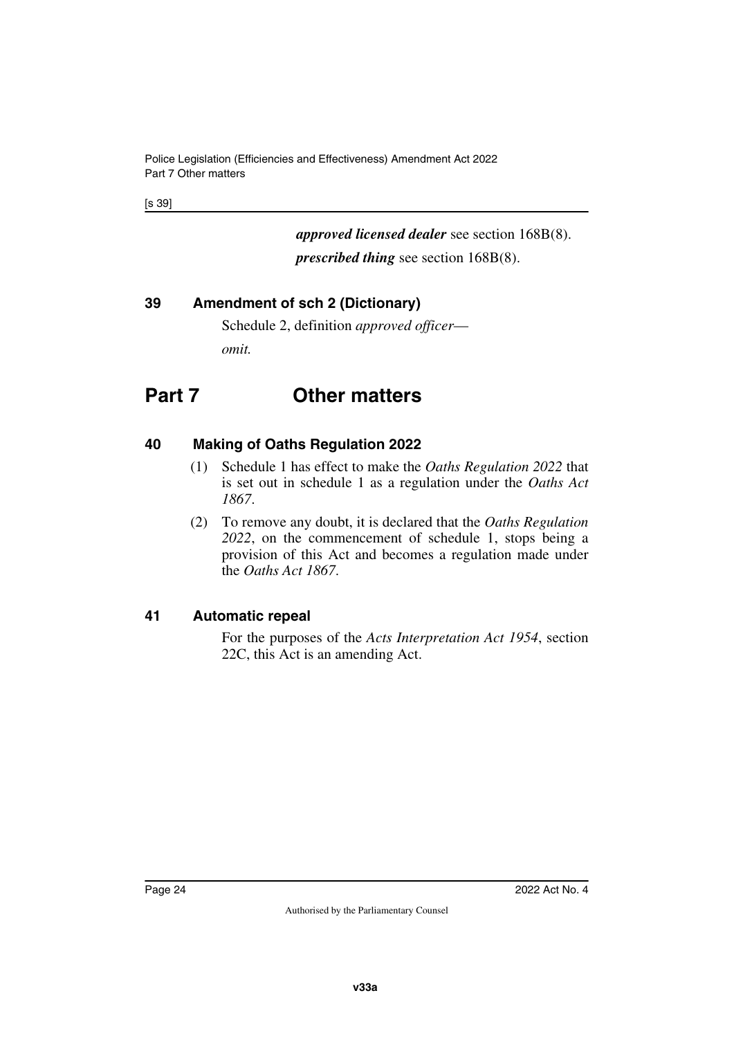***approved licensed dealer*** see section 168B(8).

***prescribed thing*** see section 168B(8).

### 39 Amendment of sch 2 (Dictionary)

Schedule 2, definition *approved officer*—

*omit.*

## Part 7 Other matters

### 40 Making of Oaths Regulation 2022

(1) Schedule 1 has effect to make the *Oaths Regulation 2022* that is set out in schedule 1 as a regulation under the *Oaths Act 1867*.

(2) To remove any doubt, it is declared that the *Oaths Regulation 2022*, on the commencement of schedule 1, stops being a provision of this Act and becomes a regulation made under the *Oaths Act 1867*.

### 41 Automatic repeal

For the purposes of the *Acts Interpretation Act 1954*, section 22C, this Act is an amending Act.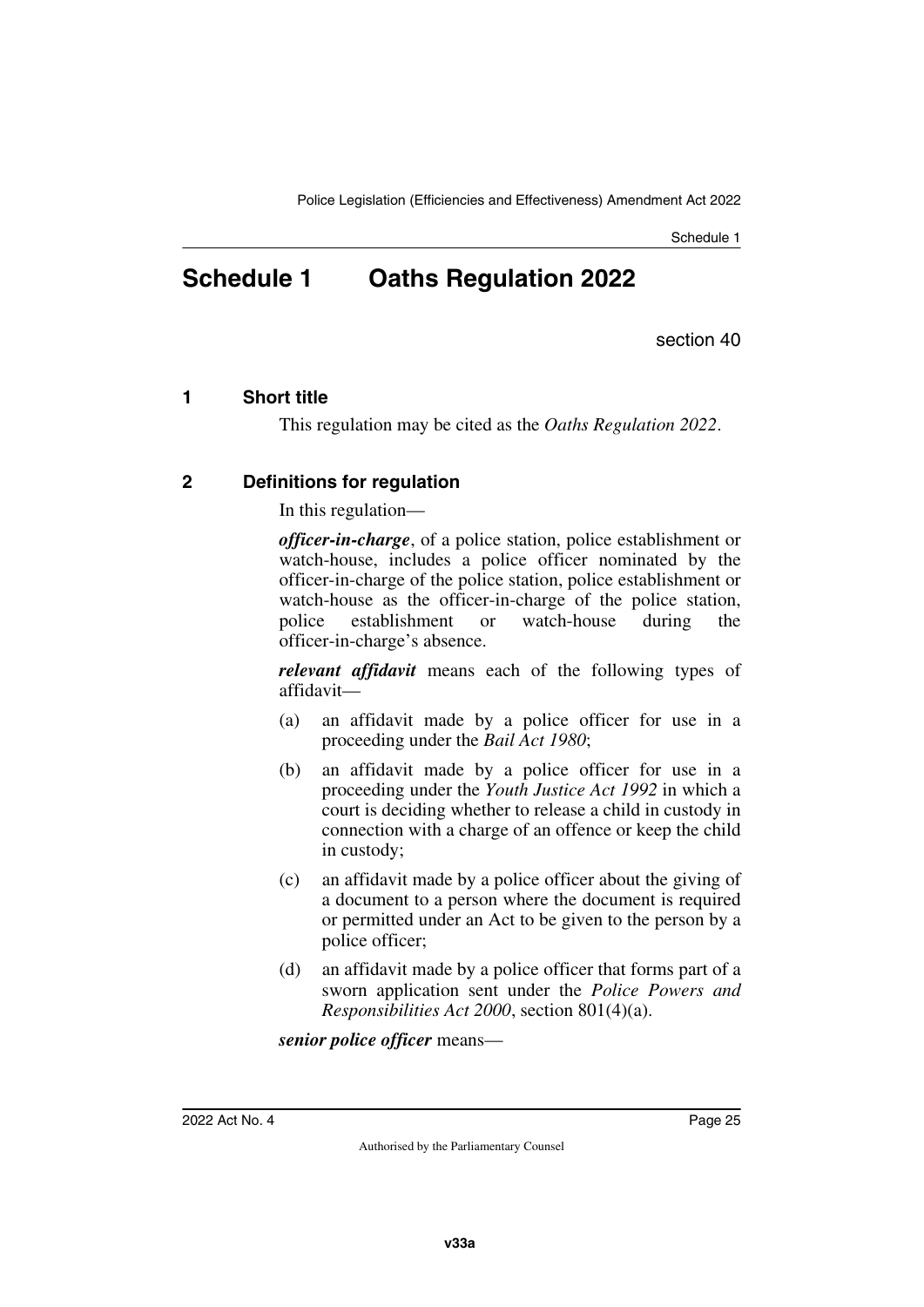# Schedule 1 Oaths Regulation 2022

section 40

## 1 Short title

This regulation may be cited as the *Oaths Regulation 2022*.

## 2 Definitions for regulation

In this regulation—

***officer-in-charge***, of a police station, police establishment or watch-house, includes a police officer nominated by the officer-in-charge of the police station, police establishment or watch-house as the officer-in-charge of the police station, police establishment or watch-house during the officer-in-charge's absence.

***relevant affidavit*** means each of the following types of affidavit—

(a) an affidavit made by a police officer for use in a proceeding under the *Bail Act 1980*;

(b) an affidavit made by a police officer for use in a proceeding under the *Youth Justice Act 1992* in which a court is deciding whether to release a child in custody in connection with a charge of an offence or keep the child in custody;

(c) an affidavit made by a police officer about the giving of a document to a person where the document is required or permitted under an Act to be given to the person by a police officer;

(d) an affidavit made by a police officer that forms part of a sworn application sent under the *Police Powers and Responsibilities Act 2000*, section 801(4)(a).

***senior police officer*** means—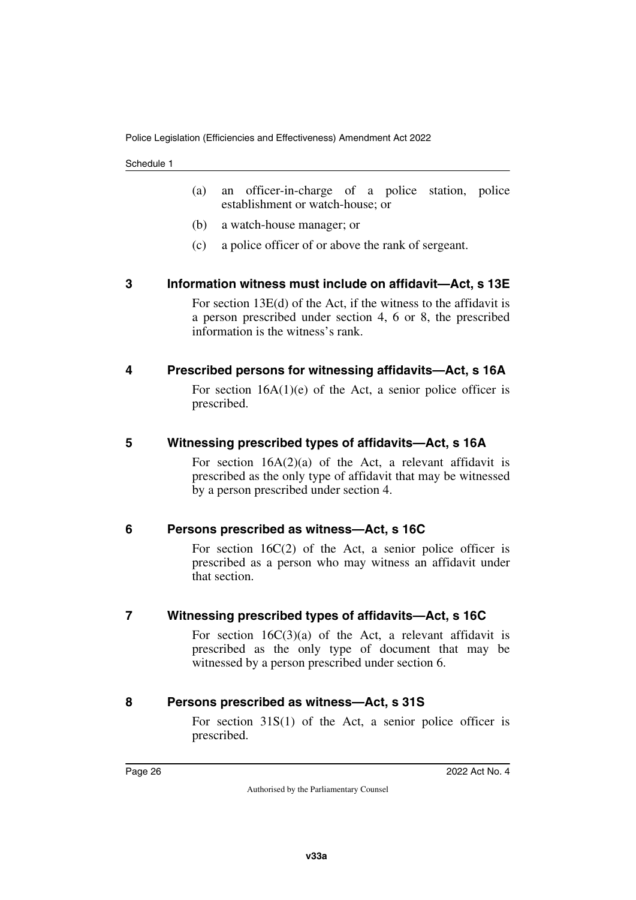- (a) an officer-in-charge of a police station, police establishment or watch-house; or
- (b) a watch-house manager; or
- (c) a police officer of or above the rank of sergeant.

**3 Information witness must include on affidavit—Act, s 13E**

For section 13E(d) of the Act, if the witness to the affidavit is a person prescribed under section 4, 6 or 8, the prescribed information is the witness's rank.

**4 Prescribed persons for witnessing affidavits—Act, s 16A**

For section 16A(1)(e) of the Act, a senior police officer is prescribed.

**5 Witnessing prescribed types of affidavits—Act, s 16A**

For section 16A(2)(a) of the Act, a relevant affidavit is prescribed as the only type of affidavit that may be witnessed by a person prescribed under section 4.

**6 Persons prescribed as witness—Act, s 16C**

For section 16C(2) of the Act, a senior police officer is prescribed as a person who may witness an affidavit under that section.

**7 Witnessing prescribed types of affidavits—Act, s 16C**

For section 16C(3)(a) of the Act, a relevant affidavit is prescribed as the only type of document that may be witnessed by a person prescribed under section 6.

**8 Persons prescribed as witness—Act, s 31S**

For section 31S(1) of the Act, a senior police officer is prescribed.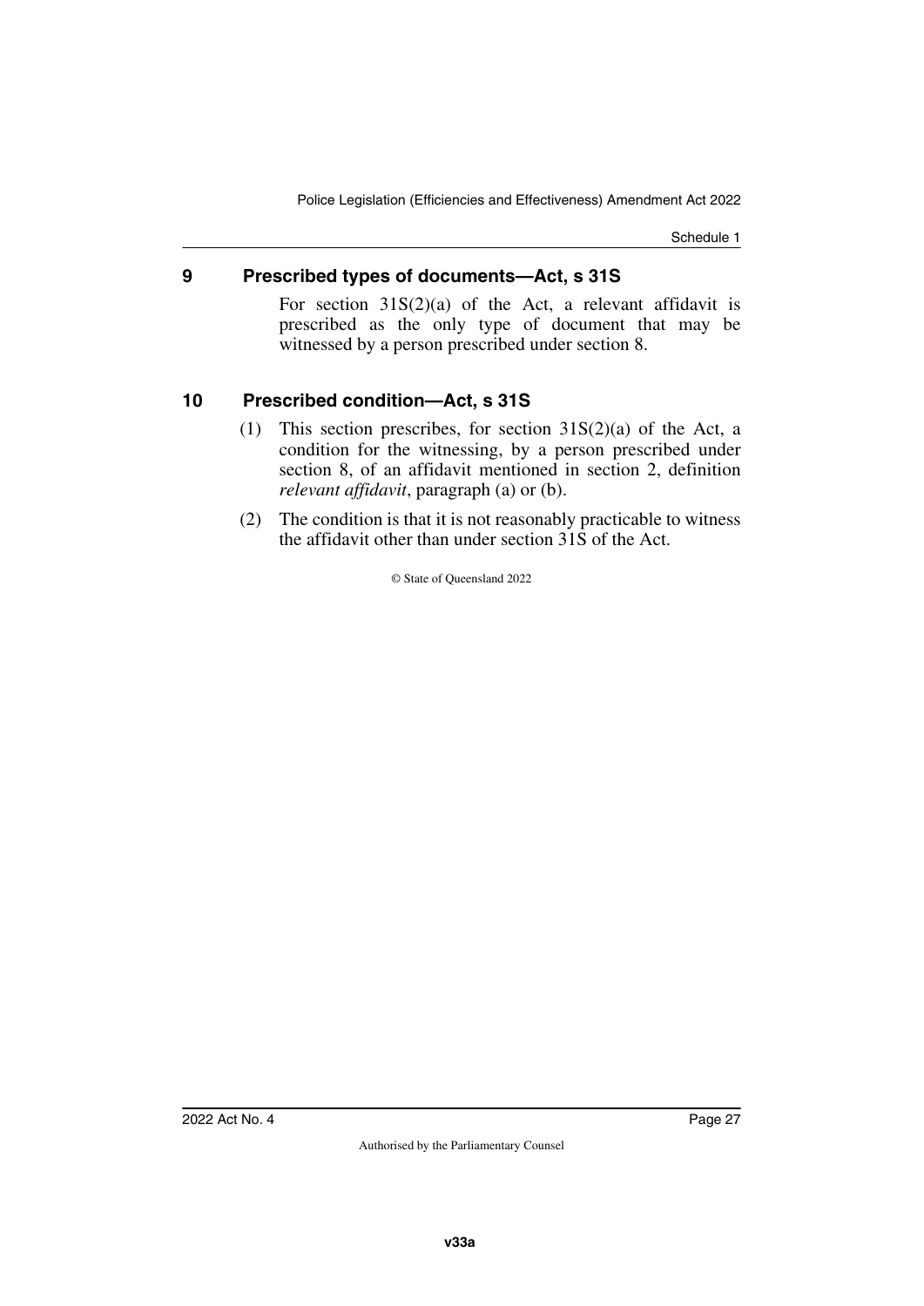## 9 Prescribed types of documents—Act, s 31S

For section 31S(2)(a) of the Act, a relevant affidavit is prescribed as the only type of document that may be witnessed by a person prescribed under section 8.

## 10 Prescribed condition—Act, s 31S

(1) This section prescribes, for section 31S(2)(a) of the Act, a condition for the witnessing, by a person prescribed under section 8, of an affidavit mentioned in section 2, definition *relevant affidavit*, paragraph (a) or (b).

(2) The condition is that it is not reasonably practicable to witness the affidavit other than under section 31S of the Act.

© State of Queensland 2022